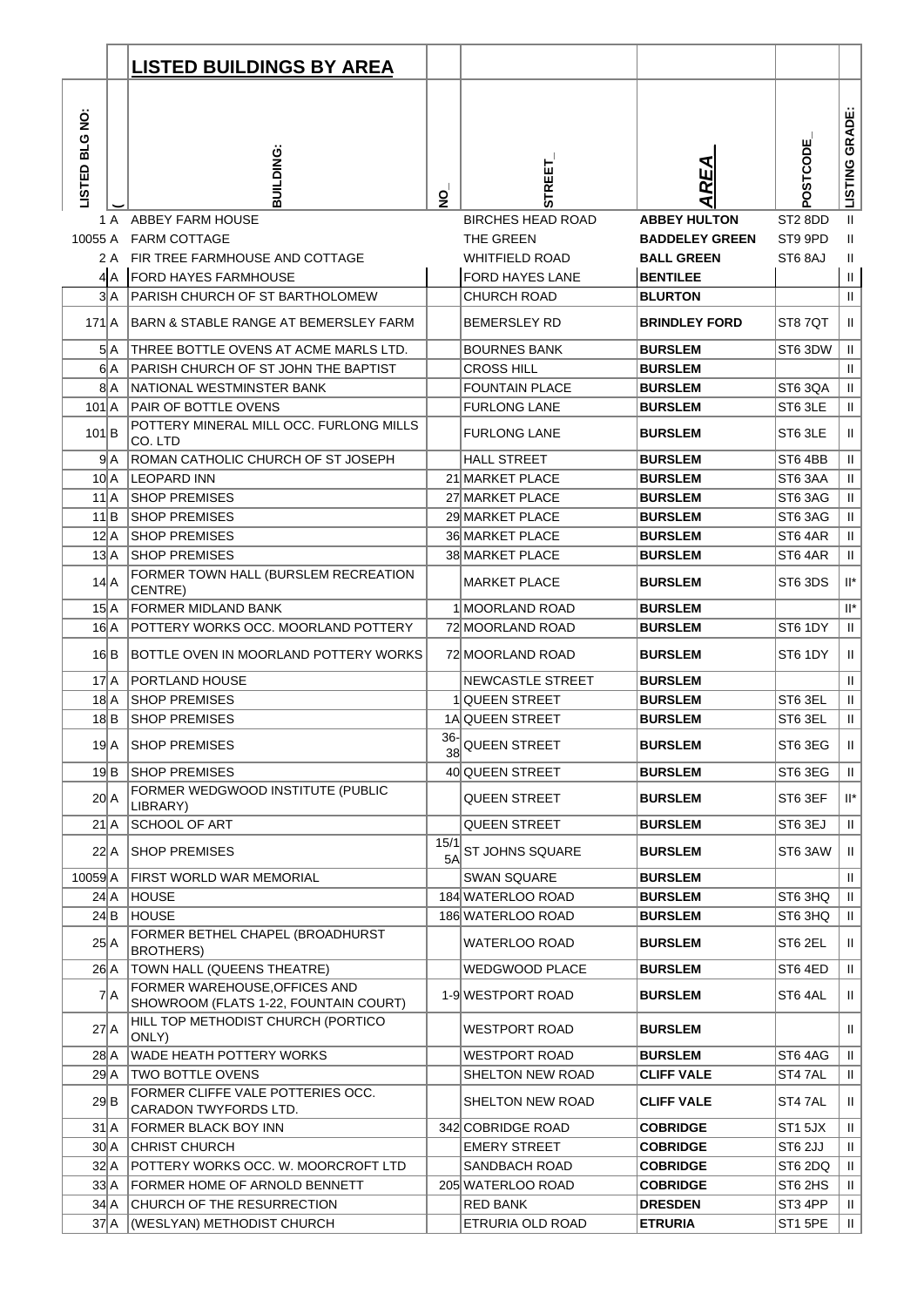## LISTED BUILDINGS BY AREA

| LISTED BLG NO: | ( | BUILDING: | NO_ | STREET_ | AREA | POSTCODE_ | LISTING GRADE: |
|---|---|---|---|---|---|---|---|
| 1 | A | ABBEY FARM HOUSE | | BIRCHES HEAD ROAD | **ABBEY HULTON** | ST2 8DD | II |
| 10055 | A | FARM COTTAGE | | THE GREEN | **BADDELEY GREEN** | ST9 9PD | II |
| 2 | A | FIR TREE FARMHOUSE AND COTTAGE | | WHITFIELD ROAD | **BALL GREEN** | ST6 8AJ | II |
| 4 | A | FORD HAYES FARMHOUSE | | FORD HAYES LANE | **BENTILEE** | | II |
| 3 | A | PARISH CHURCH OF ST BARTHOLOMEW | | CHURCH ROAD | **BLURTON** | | II |
| 171 | A | BARN & STABLE RANGE AT BEMERSLEY FARM | | BEMERSLEY RD | **BRINDLEY FORD** | ST8 7QT | II |
| 5 | A | THREE BOTTLE OVENS AT ACME MARLS LTD. | | BOURNES BANK | **BURSLEM** | ST6 3DW | II |
| 6 | A | PARISH CHURCH OF ST JOHN THE BAPTIST | | CROSS HILL | **BURSLEM** | | II |
| 8 | A | NATIONAL WESTMINSTER BANK | | FOUNTAIN PLACE | **BURSLEM** | ST6 3QA | II |
| 101 | A | PAIR OF BOTTLE OVENS | | FURLONG LANE | **BURSLEM** | ST6 3LE | II |
| 101 | B | POTTERY MINERAL MILL OCC. FURLONG MILLS CO. LTD | | FURLONG LANE | **BURSLEM** | ST6 3LE | II |
| 9 | A | ROMAN CATHOLIC CHURCH OF ST JOSEPH | | HALL STREET | **BURSLEM** | ST6 4BB | II |
| 10 | A | LEOPARD INN | 21 | MARKET PLACE | **BURSLEM** | ST6 3AA | II |
| 11 | A | SHOP PREMISES | 27 | MARKET PLACE | **BURSLEM** | ST6 3AG | II |
| 11 | B | SHOP PREMISES | 29 | MARKET PLACE | **BURSLEM** | ST6 3AG | II |
| 12 | A | SHOP PREMISES | 36 | MARKET PLACE | **BURSLEM** | ST6 4AR | II |
| 13 | A | SHOP PREMISES | 38 | MARKET PLACE | **BURSLEM** | ST6 4AR | II |
| 14 | A | FORMER TOWN HALL (BURSLEM RECREATION CENTRE) | | MARKET PLACE | **BURSLEM** | ST6 3DS | II* |
| 15 | A | FORMER MIDLAND BANK | 1 | MOORLAND ROAD | **BURSLEM** | | II* |
| 16 | A | POTTERY WORKS OCC. MOORLAND POTTERY | 72 | MOORLAND ROAD | **BURSLEM** | ST6 1DY | II |
| 16 | B | BOTTLE OVEN IN MOORLAND POTTERY WORKS | 72 | MOORLAND ROAD | **BURSLEM** | ST6 1DY | II |
| 17 | A | PORTLAND HOUSE | | NEWCASTLE STREET | **BURSLEM** | | II |
| 18 | A | SHOP PREMISES | 1 | QUEEN STREET | **BURSLEM** | ST6 3EL | II |
| 18 | B | SHOP PREMISES | 1A | QUEEN STREET | **BURSLEM** | ST6 3EL | II |
| 19 | A | SHOP PREMISES | 36-38 | QUEEN STREET | **BURSLEM** | ST6 3EG | II |
| 19 | B | SHOP PREMISES | 40 | QUEEN STREET | **BURSLEM** | ST6 3EG | II |
| 20 | A | FORMER WEDGWOOD INSTITUTE (PUBLIC LIBRARY) | | QUEEN STREET | **BURSLEM** | ST6 3EF | II* |
| 21 | A | SCHOOL OF ART | | QUEEN STREET | **BURSLEM** | ST6 3EJ | II |
| 22 | A | SHOP PREMISES | 15/15A | ST JOHNS SQUARE | **BURSLEM** | ST6 3AW | II |
| 10059 | A | FIRST WORLD WAR MEMORIAL | | SWAN SQUARE | **BURSLEM** | | II |
| 24 | A | HOUSE | 184 | WATERLOO ROAD | **BURSLEM** | ST6 3HQ | II |
| 24 | B | HOUSE | 186 | WATERLOO ROAD | **BURSLEM** | ST6 3HQ | II |
| 25 | A | FORMER BETHEL CHAPEL (BROADHURST BROTHERS) | | WATERLOO ROAD | **BURSLEM** | ST6 2EL | II |
| 26 | A | TOWN HALL (QUEENS THEATRE) | | WEDGWOOD PLACE | **BURSLEM** | ST6 4ED | II |
| 7 | A | FORMER WAREHOUSE,OFFICES AND SHOWROOM (FLATS 1-22, FOUNTAIN COURT) | 1-9 | WESTPORT ROAD | **BURSLEM** | ST6 4AL | II |
| 27 | A | HILL TOP METHODIST CHURCH (PORTICO ONLY) | | WESTPORT ROAD | **BURSLEM** | | II |
| 28 | A | WADE HEATH POTTERY WORKS | | WESTPORT ROAD | **BURSLEM** | ST6 4AG | II |
| 29 | A | TWO BOTTLE OVENS | | SHELTON NEW ROAD | **CLIFF VALE** | ST4 7AL | II |
| 29 | B | FORMER CLIFFE VALE POTTERIES OCC. CARADON TWYFORDS LTD. | | SHELTON NEW ROAD | **CLIFF VALE** | ST4 7AL | II |
| 31 | A | FORMER BLACK BOY INN | 342 | COBRIDGE ROAD | **COBRIDGE** | ST1 5JX | II |
| 30 | A | CHRIST CHURCH | | EMERY STREET | **COBRIDGE** | ST6 2JJ | II |
| 32 | A | POTTERY WORKS OCC. W. MOORCROFT LTD | | SANDBACH ROAD | **COBRIDGE** | ST6 2DQ | II |
| 33 | A | FORMER HOME OF ARNOLD BENNETT | 205 | WATERLOO ROAD | **COBRIDGE** | ST6 2HS | II |
| 34 | A | CHURCH OF THE RESURRECTION | | RED BANK | **DRESDEN** | ST3 4PP | II |
| 37 | A | (WESLYAN) METHODIST CHURCH | | ETRURIA OLD ROAD | **ETRURIA** | ST1 5PE | II |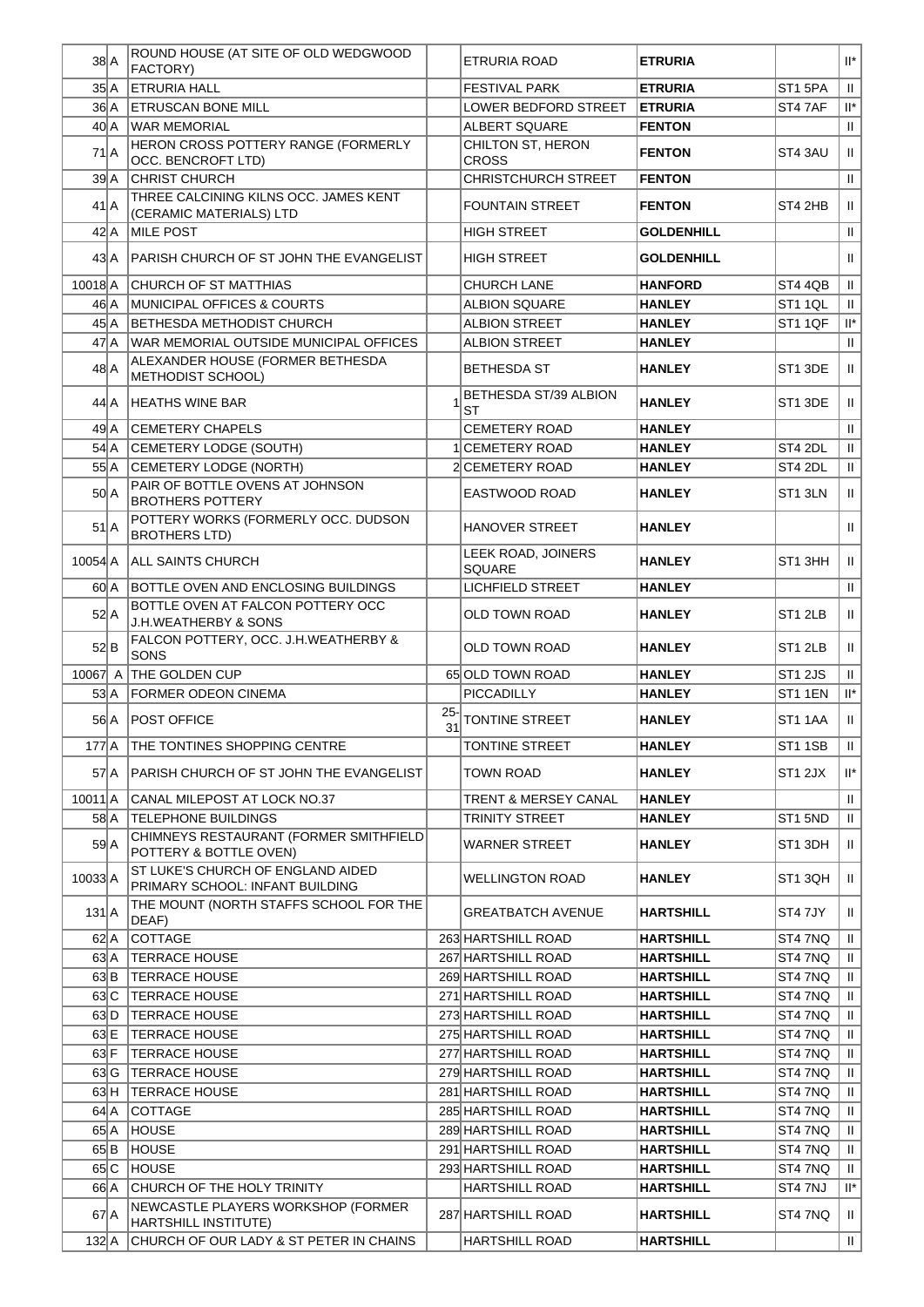| | | | | | | | |
|---|---|---|---|---|---|---|---|
| 38 | A | ROUND HOUSE (AT SITE OF OLD WEDGWOOD FACTORY) | | ETRURIA ROAD | **ETRURIA** | | II* |
| 35 | A | ETRURIA HALL | | FESTIVAL PARK | **ETRURIA** | ST1 5PA | II |
| 36 | A | ETRUSCAN BONE MILL | | LOWER BEDFORD STREET | **ETRURIA** | ST4 7AF | II* |
| 40 | A | WAR MEMORIAL | | ALBERT SQUARE | **FENTON** | | II |
| 71 | A | HERON CROSS POTTERY RANGE (FORMERLY OCC. BENCROFT LTD) | | CHILTON ST, HERON CROSS | **FENTON** | ST4 3AU | II |
| 39 | A | CHRIST CHURCH | | CHRISTCHURCH STREET | **FENTON** | | II |
| 41 | A | THREE CALCINING KILNS OCC. JAMES KENT (CERAMIC MATERIALS) LTD | | FOUNTAIN STREET | **FENTON** | ST4 2HB | II |
| 42 | A | MILE POST | | HIGH STREET | **GOLDENHILL** | | II |
| 43 | A | PARISH CHURCH OF ST JOHN THE EVANGELIST | | HIGH STREET | **GOLDENHILL** | | II |
| 10018 | A | CHURCH OF ST MATTHIAS | | CHURCH LANE | **HANFORD** | ST4 4QB | II |
| 46 | A | MUNICIPAL OFFICES & COURTS | | ALBION SQUARE | **HANLEY** | ST1 1QL | II |
| 45 | A | BETHESDA METHODIST CHURCH | | ALBION STREET | **HANLEY** | ST1 1QF | II* |
| 47 | A | WAR MEMORIAL OUTSIDE MUNICIPAL OFFICES | | ALBION STREET | **HANLEY** | | II |
| 48 | A | ALEXANDER HOUSE (FORMER BETHESDA METHODIST SCHOOL) | | BETHESDA ST | **HANLEY** | ST1 3DE | II |
| 44 | A | HEATHS WINE BAR | 1 | BETHESDA ST/39 ALBION ST | **HANLEY** | ST1 3DE | II |
| 49 | A | CEMETERY CHAPELS | | CEMETERY ROAD | **HANLEY** | | II |
| 54 | A | CEMETERY LODGE (SOUTH) | 1 | CEMETERY ROAD | **HANLEY** | ST4 2DL | II |
| 55 | A | CEMETERY LODGE (NORTH) | 2 | CEMETERY ROAD | **HANLEY** | ST4 2DL | II |
| 50 | A | PAIR OF BOTTLE OVENS AT JOHNSON BROTHERS POTTERY | | EASTWOOD ROAD | **HANLEY** | ST1 3LN | II |
| 51 | A | POTTERY WORKS (FORMERLY OCC. DUDSON BROTHERS LTD) | | HANOVER STREET | **HANLEY** | | II |
| 10054 | A | ALL SAINTS CHURCH | | LEEK ROAD, JOINERS SQUARE | **HANLEY** | ST1 3HH | II |
| 60 | A | BOTTLE OVEN AND ENCLOSING BUILDINGS | | LICHFIELD STREET | **HANLEY** | | II |
| 52 | A | BOTTLE OVEN AT FALCON POTTERY OCC J.H.WEATHERBY & SONS | | OLD TOWN ROAD | **HANLEY** | ST1 2LB | II |
| 52 | B | FALCON POTTERY, OCC. J.H.WEATHERBY & SONS | | OLD TOWN ROAD | **HANLEY** | ST1 2LB | II |
| 10067 | A | THE GOLDEN CUP | 65 | OLD TOWN ROAD | **HANLEY** | ST1 2JS | II |
| 53 | A | FORMER ODEON CINEMA | | PICCADILLY | **HANLEY** | ST1 1EN | II* |
| 56 | A | POST OFFICE | 25-31 | TONTINE STREET | **HANLEY** | ST1 1AA | II |
| 177 | A | THE TONTINES SHOPPING CENTRE | | TONTINE STREET | **HANLEY** | ST1 1SB | II |
| 57 | A | PARISH CHURCH OF ST JOHN THE EVANGELIST | | TOWN ROAD | **HANLEY** | ST1 2JX | II* |
| 10011 | A | CANAL MILEPOST AT LOCK NO.37 | | TRENT & MERSEY CANAL | **HANLEY** | | II |
| 58 | A | TELEPHONE BUILDINGS | | TRINITY STREET | **HANLEY** | ST1 5ND | II |
| 59 | A | CHIMNEYS RESTAURANT (FORMER SMITHFIELD POTTERY & BOTTLE OVEN) | | WARNER STREET | **HANLEY** | ST1 3DH | II |
| 10033 | A | ST LUKE'S CHURCH OF ENGLAND AIDED PRIMARY SCHOOL: INFANT BUILDING | | WELLINGTON ROAD | **HANLEY** | ST1 3QH | II |
| 131 | A | THE MOUNT (NORTH STAFFS SCHOOL FOR THE DEAF) | | GREATBATCH AVENUE | **HARTSHILL** | ST4 7JY | II |
| 62 | A | COTTAGE | 263 | HARTSHILL ROAD | **HARTSHILL** | ST4 7NQ | II |
| 63 | A | TERRACE HOUSE | 267 | HARTSHILL ROAD | **HARTSHILL** | ST4 7NQ | II |
| 63 | B | TERRACE HOUSE | 269 | HARTSHILL ROAD | **HARTSHILL** | ST4 7NQ | II |
| 63 | C | TERRACE HOUSE | 271 | HARTSHILL ROAD | **HARTSHILL** | ST4 7NQ | II |
| 63 | D | TERRACE HOUSE | 273 | HARTSHILL ROAD | **HARTSHILL** | ST4 7NQ | II |
| 63 | E | TERRACE HOUSE | 275 | HARTSHILL ROAD | **HARTSHILL** | ST4 7NQ | II |
| 63 | F | TERRACE HOUSE | 277 | HARTSHILL ROAD | **HARTSHILL** | ST4 7NQ | II |
| 63 | G | TERRACE HOUSE | 279 | HARTSHILL ROAD | **HARTSHILL** | ST4 7NQ | II |
| 63 | H | TERRACE HOUSE | 281 | HARTSHILL ROAD | **HARTSHILL** | ST4 7NQ | II |
| 64 | A | COTTAGE | 285 | HARTSHILL ROAD | **HARTSHILL** | ST4 7NQ | II |
| 65 | A | HOUSE | 289 | HARTSHILL ROAD | **HARTSHILL** | ST4 7NQ | II |
| 65 | B | HOUSE | 291 | HARTSHILL ROAD | **HARTSHILL** | ST4 7NQ | II |
| 65 | C | HOUSE | 293 | HARTSHILL ROAD | **HARTSHILL** | ST4 7NQ | II |
| 66 | A | CHURCH OF THE HOLY TRINITY | | HARTSHILL ROAD | **HARTSHILL** | ST4 7NJ | II* |
| 67 | A | NEWCASTLE PLAYERS WORKSHOP (FORMER HARTSHILL INSTITUTE) | 287 | HARTSHILL ROAD | **HARTSHILL** | ST4 7NQ | II |
| 132 | A | CHURCH OF OUR LADY & ST PETER IN CHAINS | | HARTSHILL ROAD | **HARTSHILL** | | II |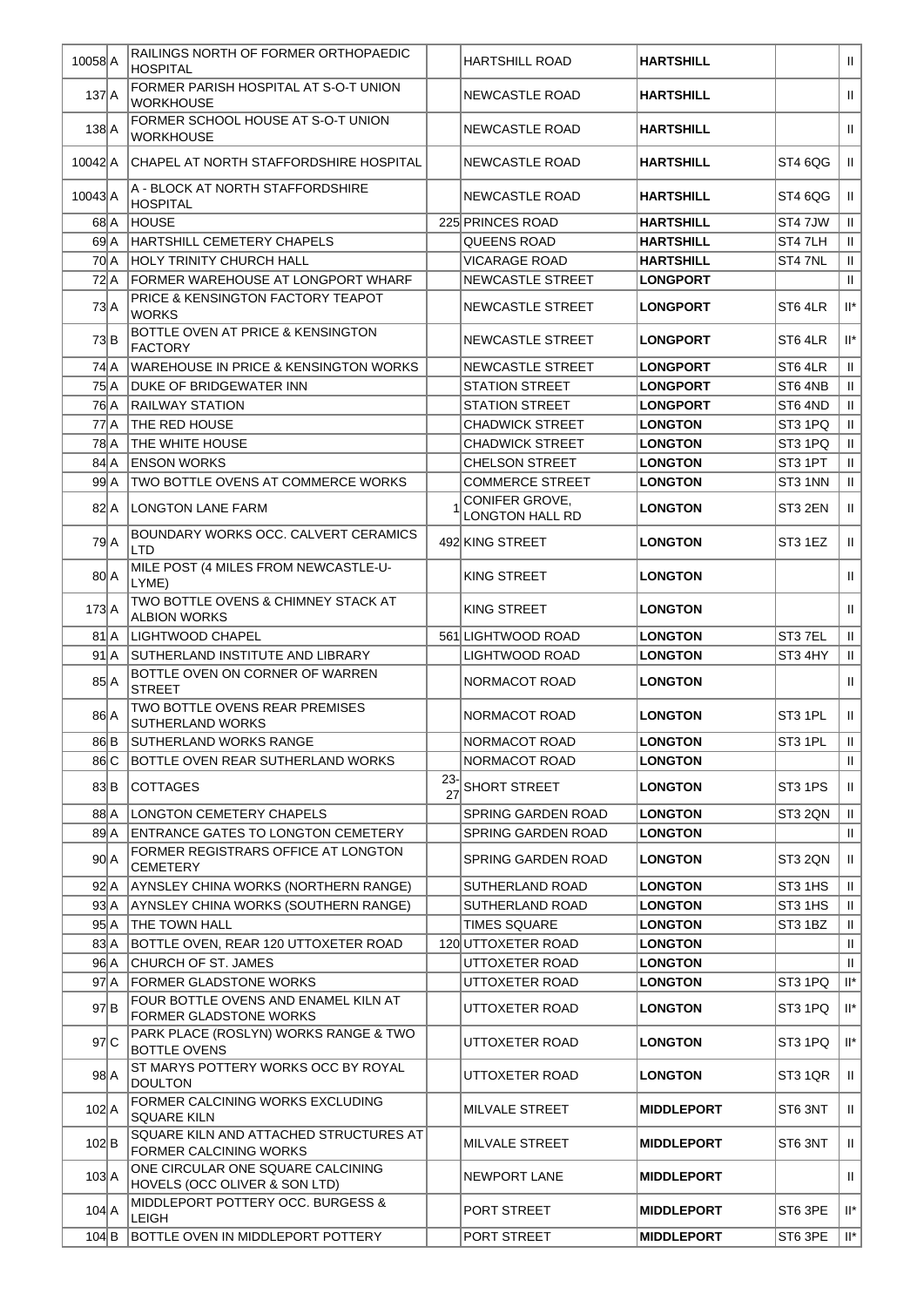| | | | | | | | |
|---|---|---|---|---|---|---|---|
| 10058 | A | RAILINGS NORTH OF FORMER ORTHOPAEDIC HOSPITAL | | HARTSHILL ROAD | **HARTSHILL** | | II |
| 137 | A | FORMER PARISH HOSPITAL AT S-O-T UNION WORKHOUSE | | NEWCASTLE ROAD | **HARTSHILL** | | II |
| 138 | A | FORMER SCHOOL HOUSE AT S-O-T UNION WORKHOUSE | | NEWCASTLE ROAD | **HARTSHILL** | | II |
| 10042 | A | CHAPEL AT NORTH STAFFORDSHIRE HOSPITAL | | NEWCASTLE ROAD | **HARTSHILL** | ST4 6QG | II |
| 10043 | A | A - BLOCK AT NORTH STAFFORDSHIRE HOSPITAL | | NEWCASTLE ROAD | **HARTSHILL** | ST4 6QG | II |
| 68 | A | HOUSE | 225 | PRINCES ROAD | **HARTSHILL** | ST4 7JW | II |
| 69 | A | HARTSHILL CEMETERY CHAPELS | | QUEENS ROAD | **HARTSHILL** | ST4 7LH | II |
| 70 | A | HOLY TRINITY CHURCH HALL | | VICARAGE ROAD | **HARTSHILL** | ST4 7NL | II |
| 72 | A | FORMER WAREHOUSE AT LONGPORT WHARF | | NEWCASTLE STREET | **LONGPORT** | | II |
| 73 | A | PRICE & KENSINGTON FACTORY TEAPOT WORKS | | NEWCASTLE STREET | **LONGPORT** | ST6 4LR | II* |
| 73 | B | BOTTLE OVEN AT PRICE & KENSINGTON FACTORY | | NEWCASTLE STREET | **LONGPORT** | ST6 4LR | II* |
| 74 | A | WAREHOUSE IN PRICE & KENSINGTON WORKS | | NEWCASTLE STREET | **LONGPORT** | ST6 4LR | II |
| 75 | A | DUKE OF BRIDGEWATER INN | | STATION STREET | **LONGPORT** | ST6 4NB | II |
| 76 | A | RAILWAY STATION | | STATION STREET | **LONGPORT** | ST6 4ND | II |
| 77 | A | THE RED HOUSE | | CHADWICK STREET | **LONGTON** | ST3 1PQ | II |
| 78 | A | THE WHITE HOUSE | | CHADWICK STREET | **LONGTON** | ST3 1PQ | II |
| 84 | A | ENSON WORKS | | CHELSON STREET | **LONGTON** | ST3 1PT | II |
| 99 | A | TWO BOTTLE OVENS AT COMMERCE WORKS | | COMMERCE STREET | **LONGTON** | ST3 1NN | II |
| 82 | A | LONGTON LANE FARM | 1 | CONIFER GROVE, LONGTON HALL RD | **LONGTON** | ST3 2EN | II |
| 79 | A | BOUNDARY WORKS OCC. CALVERT CERAMICS LTD | 492 | KING STREET | **LONGTON** | ST3 1EZ | II |
| 80 | A | MILE POST (4 MILES FROM NEWCASTLE-U-LYME) | | KING STREET | **LONGTON** | | II |
| 173 | A | TWO BOTTLE OVENS & CHIMNEY STACK AT ALBION WORKS | | KING STREET | **LONGTON** | | II |
| 81 | A | LIGHTWOOD CHAPEL | 561 | LIGHTWOOD ROAD | **LONGTON** | ST3 7EL | II |
| 91 | A | SUTHERLAND INSTITUTE AND LIBRARY | | LIGHTWOOD ROAD | **LONGTON** | ST3 4HY | II |
| 85 | A | BOTTLE OVEN ON CORNER OF WARREN STREET | | NORMACOT ROAD | **LONGTON** | | II |
| 86 | A | TWO BOTTLE OVENS REAR PREMISES SUTHERLAND WORKS | | NORMACOT ROAD | **LONGTON** | ST3 1PL | II |
| 86 | B | SUTHERLAND WORKS RANGE | | NORMACOT ROAD | **LONGTON** | ST3 1PL | II |
| 86 | C | BOTTLE OVEN REAR SUTHERLAND WORKS | | NORMACOT ROAD | **LONGTON** | | II |
| 83 | B | COTTAGES | 23-27 | SHORT STREET | **LONGTON** | ST3 1PS | II |
| 88 | A | LONGTON CEMETERY CHAPELS | | SPRING GARDEN ROAD | **LONGTON** | ST3 2QN | II |
| 89 | A | ENTRANCE GATES TO LONGTON CEMETERY | | SPRING GARDEN ROAD | **LONGTON** | | II |
| 90 | A | FORMER REGISTRARS OFFICE AT LONGTON CEMETERY | | SPRING GARDEN ROAD | **LONGTON** | ST3 2QN | II |
| 92 | A | AYNSLEY CHINA WORKS (NORTHERN RANGE) | | SUTHERLAND ROAD | **LONGTON** | ST3 1HS | II |
| 93 | A | AYNSLEY CHINA WORKS (SOUTHERN RANGE) | | SUTHERLAND ROAD | **LONGTON** | ST3 1HS | II |
| 95 | A | THE TOWN HALL | | TIMES SQUARE | **LONGTON** | ST3 1BZ | II |
| 83 | A | BOTTLE OVEN, REAR 120 UTTOXETER ROAD | 120 | UTTOXETER ROAD | **LONGTON** | | II |
| 96 | A | CHURCH OF ST. JAMES | | UTTOXETER ROAD | **LONGTON** | | II |
| 97 | A | FORMER GLADSTONE WORKS | | UTTOXETER ROAD | **LONGTON** | ST3 1PQ | II* |
| 97 | B | FOUR BOTTLE OVENS AND ENAMEL KILN AT FORMER GLADSTONE WORKS | | UTTOXETER ROAD | **LONGTON** | ST3 1PQ | II* |
| 97 | C | PARK PLACE (ROSLYN) WORKS RANGE & TWO BOTTLE OVENS | | UTTOXETER ROAD | **LONGTON** | ST3 1PQ | II* |
| 98 | A | ST MARYS POTTERY WORKS OCC BY ROYAL DOULTON | | UTTOXETER ROAD | **LONGTON** | ST3 1QR | II |
| 102 | A | FORMER CALCINING WORKS EXCLUDING SQUARE KILN | | MILVALE STREET | **MIDDLEPORT** | ST6 3NT | II |
| 102 | B | SQUARE KILN AND ATTACHED STRUCTURES AT FORMER CALCINING WORKS | | MILVALE STREET | **MIDDLEPORT** | ST6 3NT | II |
| 103 | A | ONE CIRCULAR ONE SQUARE CALCINING HOVELS (OCC OLIVER & SON LTD) | | NEWPORT LANE | **MIDDLEPORT** | | II |
| 104 | A | MIDDLEPORT POTTERY OCC. BURGESS & LEIGH | | PORT STREET | **MIDDLEPORT** | ST6 3PE | II* |
| 104 | B | BOTTLE OVEN IN MIDDLEPORT POTTERY | | PORT STREET | **MIDDLEPORT** | ST6 3PE | II* |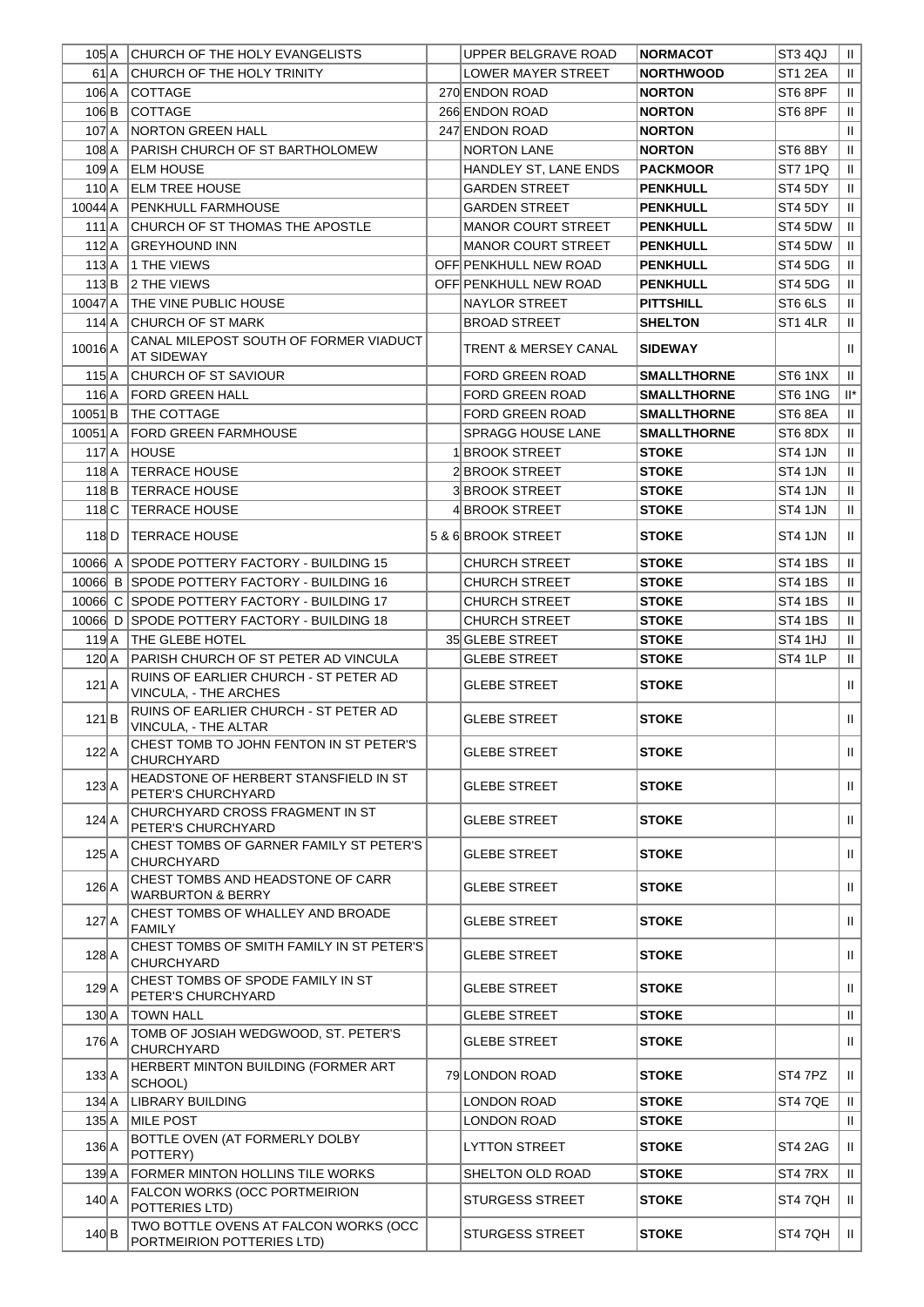| | | | | | | | |
|---|---|---|---|---|---|---|---|
| 105 | A | CHURCH OF THE HOLY EVANGELISTS | | UPPER BELGRAVE ROAD | **NORMACOT** | ST3 4QJ | II |
| 61 | A | CHURCH OF THE HOLY TRINITY | | LOWER MAYER STREET | **NORTHWOOD** | ST1 2EA | II |
| 106 | A | COTTAGE | 270 | ENDON ROAD | **NORTON** | ST6 8PF | II |
| 106 | B | COTTAGE | 266 | ENDON ROAD | **NORTON** | ST6 8PF | II |
| 107 | A | NORTON GREEN HALL | 247 | ENDON ROAD | **NORTON** | | II |
| 108 | A | PARISH CHURCH OF ST BARTHOLOMEW | | NORTON LANE | **NORTON** | ST6 8BY | II |
| 109 | A | ELM HOUSE | | HANDLEY ST, LANE ENDS | **PACKMOOR** | ST7 1PQ | II |
| 110 | A | ELM TREE HOUSE | | GARDEN STREET | **PENKHULL** | ST4 5DY | II |
| 10044 | A | PENKHULL FARMHOUSE | | GARDEN STREET | **PENKHULL** | ST4 5DY | II |
| 111 | A | CHURCH OF ST THOMAS THE APOSTLE | | MANOR COURT STREET | **PENKHULL** | ST4 5DW | II |
| 112 | A | GREYHOUND INN | | MANOR COURT STREET | **PENKHULL** | ST4 5DW | II |
| 113 | A | 1 THE VIEWS | OFF | PENKHULL NEW ROAD | **PENKHULL** | ST4 5DG | II |
| 113 | B | 2 THE VIEWS | OFF | PENKHULL NEW ROAD | **PENKHULL** | ST4 5DG | II |
| 10047 | A | THE VINE PUBLIC HOUSE | | NAYLOR STREET | **PITTSHILL** | ST6 6LS | II |
| 114 | A | CHURCH OF ST MARK | | BROAD STREET | **SHELTON** | ST1 4LR | II |
| 10016 | A | CANAL MILEPOST SOUTH OF FORMER VIADUCT AT SIDEWAY | | TRENT & MERSEY CANAL | **SIDEWAY** | | II |
| 115 | A | CHURCH OF ST SAVIOUR | | FORD GREEN ROAD | **SMALLTHORNE** | ST6 1NX | II |
| 116 | A | FORD GREEN HALL | | FORD GREEN ROAD | **SMALLTHORNE** | ST6 1NG | II* |
| 10051 | B | THE COTTAGE | | FORD GREEN ROAD | **SMALLTHORNE** | ST6 8EA | II |
| 10051 | A | FORD GREEN FARMHOUSE | | SPRAGG HOUSE LANE | **SMALLTHORNE** | ST6 8DX | II |
| 117 | A | HOUSE | 1 | BROOK STREET | **STOKE** | ST4 1JN | II |
| 118 | A | TERRACE HOUSE | 2 | BROOK STREET | **STOKE** | ST4 1JN | II |
| 118 | B | TERRACE HOUSE | 3 | BROOK STREET | **STOKE** | ST4 1JN | II |
| 118 | C | TERRACE HOUSE | 4 | BROOK STREET | **STOKE** | ST4 1JN | II |
| 118 | D | TERRACE HOUSE | 5 & 6 | BROOK STREET | **STOKE** | ST4 1JN | II |
| 10066 | A | SPODE POTTERY FACTORY - BUILDING 15 | | CHURCH STREET | **STOKE** | ST4 1BS | II |
| 10066 | B | SPODE POTTERY FACTORY - BUILDING 16 | | CHURCH STREET | **STOKE** | ST4 1BS | II |
| 10066 | C | SPODE POTTERY FACTORY - BUILDING 17 | | CHURCH STREET | **STOKE** | ST4 1BS | II |
| 10066 | D | SPODE POTTERY FACTORY - BUILDING 18 | | CHURCH STREET | **STOKE** | ST4 1BS | II |
| 119 | A | THE GLEBE HOTEL | 35 | GLEBE STREET | **STOKE** | ST4 1HJ | II |
| 120 | A | PARISH CHURCH OF ST PETER AD VINCULA | | GLEBE STREET | **STOKE** | ST4 1LP | II |
| 121 | A | RUINS OF EARLIER CHURCH - ST PETER AD VINCULA, - THE ARCHES | | GLEBE STREET | **STOKE** | | II |
| 121 | B | RUINS OF EARLIER CHURCH - ST PETER AD VINCULA, - THE ALTAR | | GLEBE STREET | **STOKE** | | II |
| 122 | A | CHEST TOMB TO JOHN FENTON IN ST PETER'S CHURCHYARD | | GLEBE STREET | **STOKE** | | II |
| 123 | A | HEADSTONE OF HERBERT STANSFIELD IN ST PETER'S CHURCHYARD | | GLEBE STREET | **STOKE** | | II |
| 124 | A | CHURCHYARD CROSS FRAGMENT IN ST PETER'S CHURCHYARD | | GLEBE STREET | **STOKE** | | II |
| 125 | A | CHEST TOMBS OF GARNER FAMILY ST PETER'S CHURCHYARD | | GLEBE STREET | **STOKE** | | II |
| 126 | A | CHEST TOMBS AND HEADSTONE OF CARR WARBURTON & BERRY | | GLEBE STREET | **STOKE** | | II |
| 127 | A | CHEST TOMBS OF WHALLEY AND BROADE FAMILY | | GLEBE STREET | **STOKE** | | II |
| 128 | A | CHEST TOMBS OF SMITH FAMILY IN ST PETER'S CHURCHYARD | | GLEBE STREET | **STOKE** | | II |
| 129 | A | CHEST TOMBS OF SPODE FAMILY IN ST PETER'S CHURCHYARD | | GLEBE STREET | **STOKE** | | II |
| 130 | A | TOWN HALL | | GLEBE STREET | **STOKE** | | II |
| 176 | A | TOMB OF JOSIAH WEDGWOOD, ST. PETER'S CHURCHYARD | | GLEBE STREET | **STOKE** | | II |
| 133 | A | HERBERT MINTON BUILDING (FORMER ART SCHOOL) | 79 | LONDON ROAD | **STOKE** | ST4 7PZ | II |
| 134 | A | LIBRARY BUILDING | | LONDON ROAD | **STOKE** | ST4 7QE | II |
| 135 | A | MILE POST | | LONDON ROAD | **STOKE** | | II |
| 136 | A | BOTTLE OVEN (AT FORMERLY DOLBY POTTERY) | | LYTTON STREET | **STOKE** | ST4 2AG | II |
| 139 | A | FORMER MINTON HOLLINS TILE WORKS | | SHELTON OLD ROAD | **STOKE** | ST4 7RX | II |
| 140 | A | FALCON WORKS (OCC PORTMEIRION POTTERIES LTD) | | STURGESS STREET | **STOKE** | ST4 7QH | II |
| 140 | B | TWO BOTTLE OVENS AT FALCON WORKS (OCC PORTMEIRION POTTERIES LTD) | | STURGESS STREET | **STOKE** | ST4 7QH | II |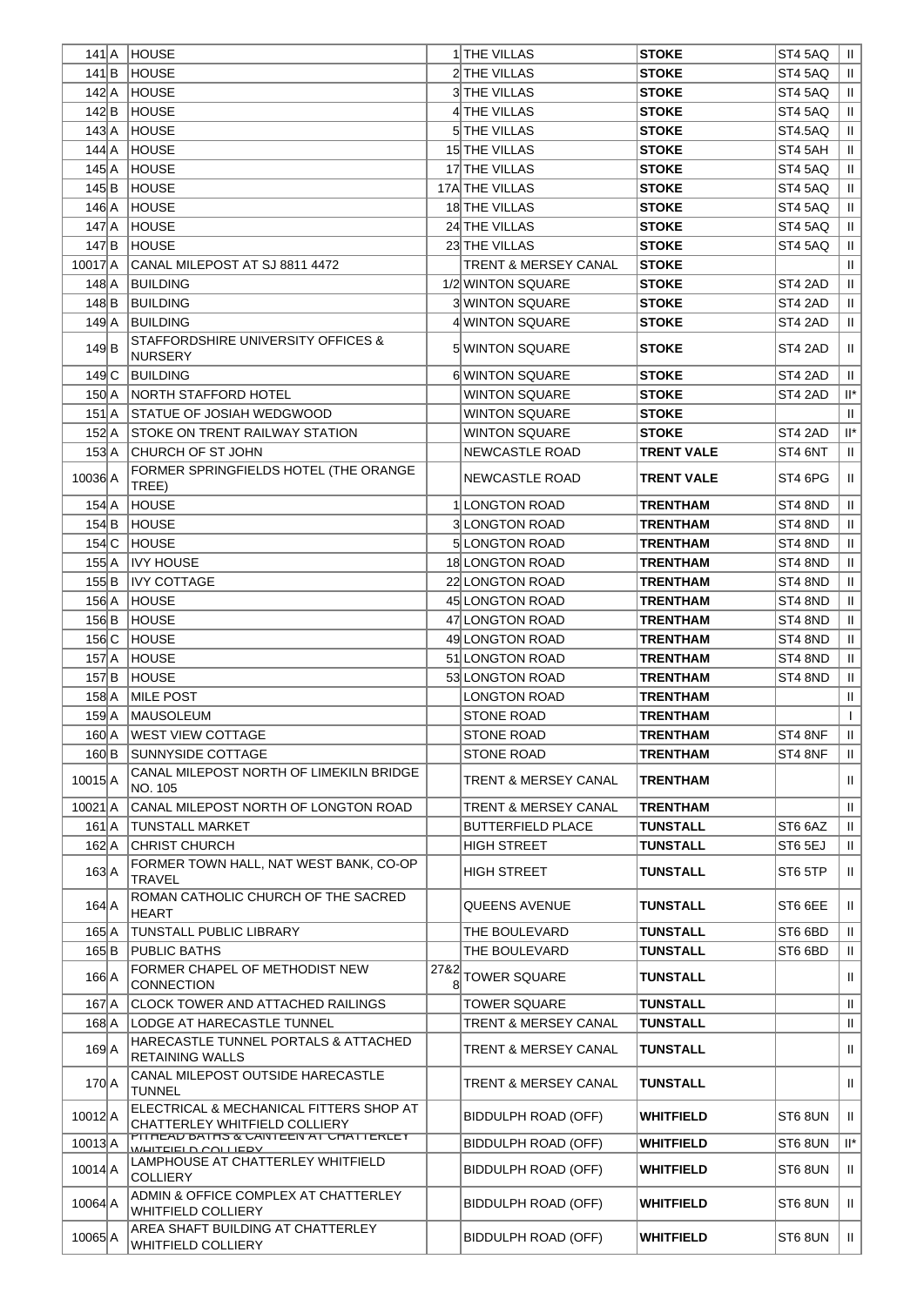| | | | | | | | |
|---|---|---|---|---|---|---|---|
| 141 | A | HOUSE | 1 | THE VILLAS | **STOKE** | ST4 5AQ | II |
| 141 | B | HOUSE | 2 | THE VILLAS | **STOKE** | ST4 5AQ | II |
| 142 | A | HOUSE | 3 | THE VILLAS | **STOKE** | ST4 5AQ | II |
| 142 | B | HOUSE | 4 | THE VILLAS | **STOKE** | ST4 5AQ | II |
| 143 | A | HOUSE | 5 | THE VILLAS | **STOKE** | ST4.5AQ | II |
| 144 | A | HOUSE | 15 | THE VILLAS | **STOKE** | ST4 5AH | II |
| 145 | A | HOUSE | 17 | THE VILLAS | **STOKE** | ST4 5AQ | II |
| 145 | B | HOUSE | 17A | THE VILLAS | **STOKE** | ST4 5AQ | II |
| 146 | A | HOUSE | 18 | THE VILLAS | **STOKE** | ST4 5AQ | II |
| 147 | A | HOUSE | 24 | THE VILLAS | **STOKE** | ST4 5AQ | II |
| 147 | B | HOUSE | 23 | THE VILLAS | **STOKE** | ST4 5AQ | II |
| 10017 | A | CANAL MILEPOST AT SJ 8811 4472 | | TRENT & MERSEY CANAL | **STOKE** | | II |
| 148 | A | BUILDING | 1/2 | WINTON SQUARE | **STOKE** | ST4 2AD | II |
| 148 | B | BUILDING | 3 | WINTON SQUARE | **STOKE** | ST4 2AD | II |
| 149 | A | BUILDING | 4 | WINTON SQUARE | **STOKE** | ST4 2AD | II |
| 149 | B | STAFFORDSHIRE UNIVERSITY OFFICES & NURSERY | 5 | WINTON SQUARE | **STOKE** | ST4 2AD | II |
| 149 | C | BUILDING | 6 | WINTON SQUARE | **STOKE** | ST4 2AD | II |
| 150 | A | NORTH STAFFORD HOTEL | | WINTON SQUARE | **STOKE** | ST4 2AD | II* |
| 151 | A | STATUE OF JOSIAH WEDGWOOD | | WINTON SQUARE | **STOKE** | | II |
| 152 | A | STOKE ON TRENT RAILWAY STATION | | WINTON SQUARE | **STOKE** | ST4 2AD | II* |
| 153 | A | CHURCH OF ST JOHN | | NEWCASTLE ROAD | **TRENT VALE** | ST4 6NT | II |
| 10036 | A | FORMER SPRINGFIELDS HOTEL (THE ORANGE TREE) | | NEWCASTLE ROAD | **TRENT VALE** | ST4 6PG | II |
| 154 | A | HOUSE | 1 | LONGTON ROAD | **TRENTHAM** | ST4 8ND | II |
| 154 | B | HOUSE | 3 | LONGTON ROAD | **TRENTHAM** | ST4 8ND | II |
| 154 | C | HOUSE | 5 | LONGTON ROAD | **TRENTHAM** | ST4 8ND | II |
| 155 | A | IVY HOUSE | 18 | LONGTON ROAD | **TRENTHAM** | ST4 8ND | II |
| 155 | B | IVY COTTAGE | 22 | LONGTON ROAD | **TRENTHAM** | ST4 8ND | II |
| 156 | A | HOUSE | 45 | LONGTON ROAD | **TRENTHAM** | ST4 8ND | II |
| 156 | B | HOUSE | 47 | LONGTON ROAD | **TRENTHAM** | ST4 8ND | II |
| 156 | C | HOUSE | 49 | LONGTON ROAD | **TRENTHAM** | ST4 8ND | II |
| 157 | A | HOUSE | 51 | LONGTON ROAD | **TRENTHAM** | ST4 8ND | II |
| 157 | B | HOUSE | 53 | LONGTON ROAD | **TRENTHAM** | ST4 8ND | II |
| 158 | A | MILE POST | | LONGTON ROAD | **TRENTHAM** | | II |
| 159 | A | MAUSOLEUM | | STONE ROAD | **TRENTHAM** | | I |
| 160 | A | WEST VIEW COTTAGE | | STONE ROAD | **TRENTHAM** | ST4 8NF | II |
| 160 | B | SUNNYSIDE COTTAGE | | STONE ROAD | **TRENTHAM** | ST4 8NF | II |
| 10015 | A | CANAL MILEPOST NORTH OF LIMEKILN BRIDGE NO. 105 | | TRENT & MERSEY CANAL | **TRENTHAM** | | II |
| 10021 | A | CANAL MILEPOST NORTH OF LONGTON ROAD | | TRENT & MERSEY CANAL | **TRENTHAM** | | II |
| 161 | A | TUNSTALL MARKET | | BUTTERFIELD PLACE | **TUNSTALL** | ST6 6AZ | II |
| 162 | A | CHRIST CHURCH | | HIGH STREET | **TUNSTALL** | ST6 5EJ | II |
| 163 | A | FORMER TOWN HALL, NAT WEST BANK, CO-OP TRAVEL | | HIGH STREET | **TUNSTALL** | ST6 5TP | II |
| 164 | A | ROMAN CATHOLIC CHURCH OF THE SACRED HEART | | QUEENS AVENUE | **TUNSTALL** | ST6 6EE | II |
| 165 | A | TUNSTALL PUBLIC LIBRARY | | THE BOULEVARD | **TUNSTALL** | ST6 6BD | II |
| 165 | B | PUBLIC BATHS | | THE BOULEVARD | **TUNSTALL** | ST6 6BD | II |
| 166 | A | FORMER CHAPEL OF METHODIST NEW CONNECTION | 27&28 | TOWER SQUARE | **TUNSTALL** | | II |
| 167 | A | CLOCK TOWER AND ATTACHED RAILINGS | | TOWER SQUARE | **TUNSTALL** | | II |
| 168 | A | LODGE AT HARECASTLE TUNNEL | | TRENT & MERSEY CANAL | **TUNSTALL** | | II |
| 169 | A | HARECASTLE TUNNEL PORTALS & ATTACHED RETAINING WALLS | | TRENT & MERSEY CANAL | **TUNSTALL** | | II |
| 170 | A | CANAL MILEPOST OUTSIDE HARECASTLE TUNNEL | | TRENT & MERSEY CANAL | **TUNSTALL** | | II |
| 10012 | A | ELECTRICAL & MECHANICAL FITTERS SHOP AT CHATTERLEY WHITFIELD COLLIERY | | BIDDULPH ROAD (OFF) | **WHITFIELD** | ST6 8UN | II |
| 10013 | A | PITHEAD BATHS & CANTEEN AT CHATTERLEY WHITFIELD COLLIERY | | BIDDULPH ROAD (OFF) | **WHITFIELD** | ST6 8UN | II* |
| 10014 | A | LAMPHOUSE AT CHATTERLEY WHITFIELD COLLIERY | | BIDDULPH ROAD (OFF) | **WHITFIELD** | ST6 8UN | II |
| 10064 | A | ADMIN & OFFICE COMPLEX AT CHATTERLEY WHITFIELD COLLIERY | | BIDDULPH ROAD (OFF) | **WHITFIELD** | ST6 8UN | II |
| 10065 | A | AREA SHAFT BUILDING AT CHATTERLEY WHITFIELD COLLIERY | | BIDDULPH ROAD (OFF) | **WHITFIELD** | ST6 8UN | II |